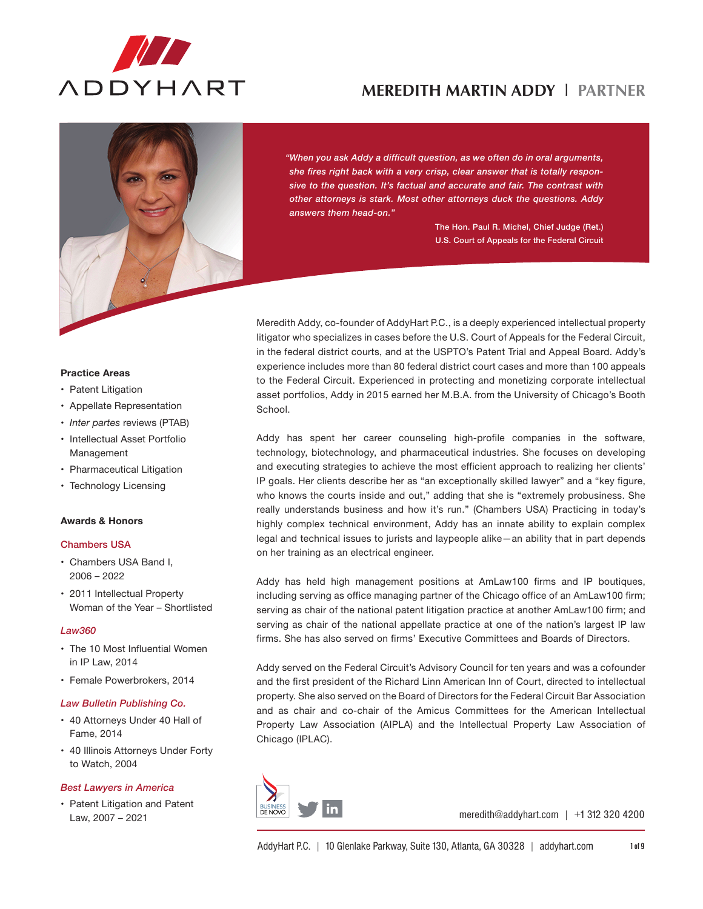# MEREDITH MARTIN ADDY | PARTNER

*"When you ask Addy a difficult question, as we often do in oral arguments, she fires right back with a very crisp, clear answer that is totally responsive to the question. It's factual and accurate and fair. The contrast with other attorneys is stark. Most other attorneys duck the questions. Addy answers them head-on."*

The Hon. Paul R. Michel, Chief Judge (Ret.)
U.S. Court of Appeals for the Federal Circuit

Meredith Addy, co-founder of AddyHart P.C., is a deeply experienced intellectual property litigator who specializes in cases before the U.S. Court of Appeals for the Federal Circuit, in the federal district courts, and at the USPTO's Patent Trial and Appeal Board. Addy's experience includes more than 80 federal district court cases and more than 100 appeals to the Federal Circuit. Experienced in protecting and monetizing corporate intellectual asset portfolios, Addy in 2015 earned her M.B.A. from the University of Chicago's Booth School.

Addy has spent her career counseling high-profile companies in the software, technology, biotechnology, and pharmaceutical industries. She focuses on developing and executing strategies to achieve the most efficient approach to realizing her clients' IP goals. Her clients describe her as "an exceptionally skilled lawyer" and a "key figure, who knows the courts inside and out," adding that she is "extremely probusiness. She really understands business and how it's run." (Chambers USA) Practicing in today's highly complex technical environment, Addy has an innate ability to explain complex legal and technical issues to jurists and laypeople alike—an ability that in part depends on her training as an electrical engineer.

Addy has held high management positions at AmLaw100 firms and IP boutiques, including serving as office managing partner of the Chicago office of an AmLaw100 firm; serving as chair of the national patent litigation practice at another AmLaw100 firm; and serving as chair of the national appellate practice at one of the nation's largest IP law firms. She has also served on firms' Executive Committees and Boards of Directors.

Addy served on the Federal Circuit's Advisory Council for ten years and was a cofounder and the first president of the Richard Linn American Inn of Court, directed to intellectual property. She also served on the Board of Directors for the Federal Circuit Bar Association and as chair and co-chair of the Amicus Committees for the American Intellectual Property Law Association (AIPLA) and the Intellectual Property Law Association of Chicago (IPLAC).

### Practice Areas

- Patent Litigation
- Appellate Representation
- *Inter partes* reviews (PTAB)
- Intellectual Asset Portfolio Management
- Pharmaceutical Litigation
- Technology Licensing

### Awards & Honors

**Chambers USA**

- Chambers USA Band I, 2006 – 2022
- 2011 Intellectual Property Woman of the Year – Shortlisted

***Law360***

- The 10 Most Influential Women in IP Law, 2014
- Female Powerbrokers, 2014

***Law Bulletin Publishing Co.***

- 40 Attorneys Under 40 Hall of Fame, 2014
- 40 Illinois Attorneys Under Forty to Watch, 2004

***Best Lawyers in America***

- Patent Litigation and Patent Law, 2007 – 2021

meredith@addyhart.com | +1 312 320 4200

AddyHart P.C. | 10 Glenlake Parkway, Suite 130, Atlanta, GA 30328 | addyhart.com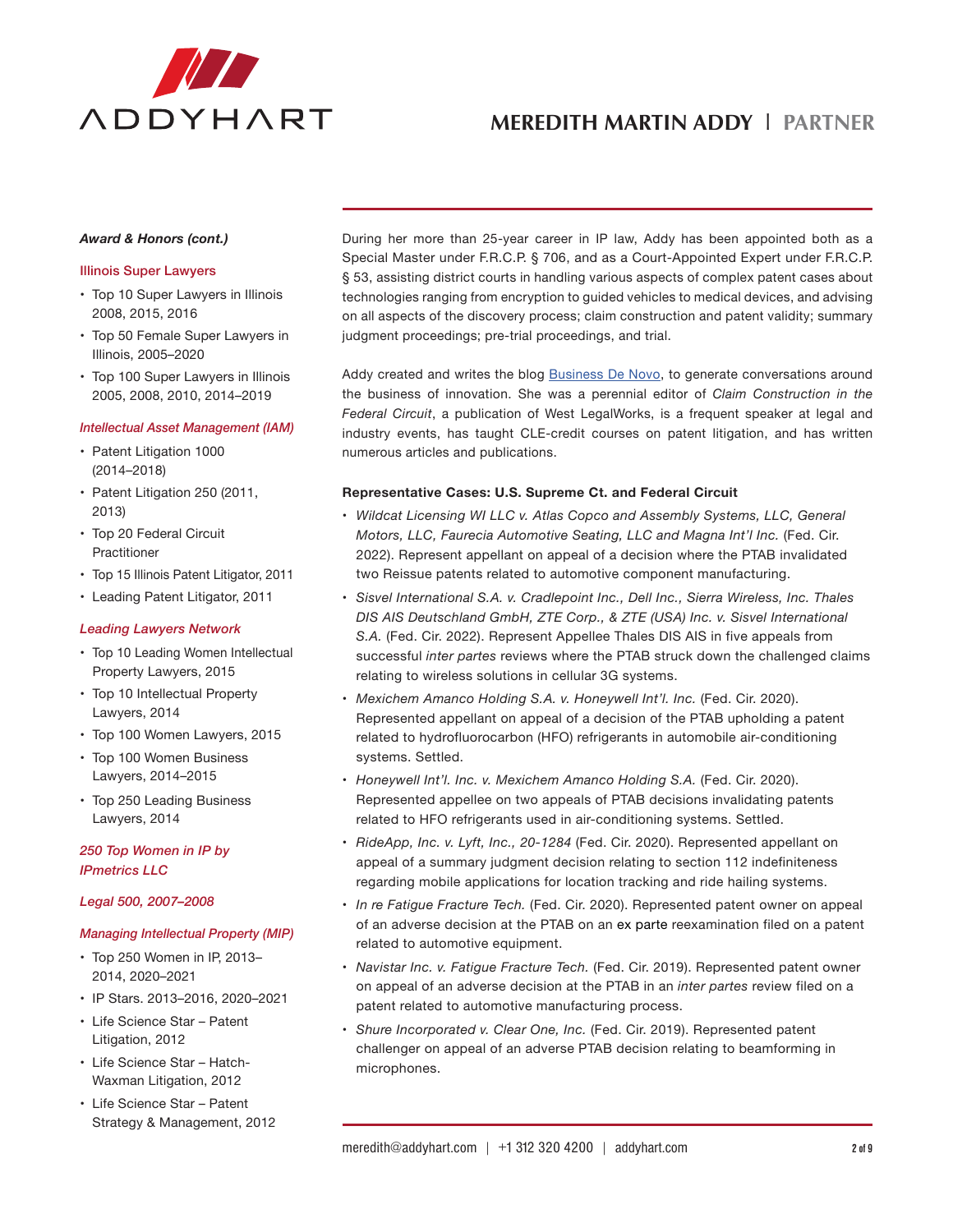### *Award & Honors (cont.)*

**Illinois Super Lawyers**

- Top 10 Super Lawyers in Illinois 2008, 2015, 2016
- Top 50 Female Super Lawyers in Illinois, 2005–2020
- Top 100 Super Lawyers in Illinois 2005, 2008, 2010, 2014–2019

***Intellectual Asset Management (IAM)***

- Patent Litigation 1000 (2014–2018)
- Patent Litigation 250 (2011, 2013)
- Top 20 Federal Circuit Practitioner
- Top 15 Illinois Patent Litigator, 2011
- Leading Patent Litigator, 2011

***Leading Lawyers Network***

- Top 10 Leading Women Intellectual Property Lawyers, 2015
- Top 10 Intellectual Property Lawyers, 2014
- Top 100 Women Lawyers, 2015
- Top 100 Women Business Lawyers, 2014–2015
- Top 250 Leading Business Lawyers, 2014

***250 Top Women in IP by IPmetrics LLC***

***Legal 500, 2007–2008***

***Managing Intellectual Property (MIP)***

- Top 250 Women in IP, 2013–2014, 2020–2021
- IP Stars. 2013–2016, 2020–2021
- Life Science Star – Patent Litigation, 2012
- Life Science Star – Hatch-Waxman Litigation, 2012
- Life Science Star – Patent Strategy & Management, 2012

During her more than 25-year career in IP law, Addy has been appointed both as a Special Master under F.R.C.P. § 706, and as a Court-Appointed Expert under F.R.C.P. § 53, assisting district courts in handling various aspects of complex patent cases about technologies ranging from encryption to guided vehicles to medical devices, and advising on all aspects of the discovery process; claim construction and patent validity; summary judgment proceedings; pre-trial proceedings, and trial.

Addy created and writes the blog [Business De Novo], to generate conversations around the business of innovation. She was a perennial editor of *Claim Construction in the Federal Circuit*, a publication of West LegalWorks, is a frequent speaker at legal and industry events, has taught CLE-credit courses on patent litigation, and has written numerous articles and publications.

**Representative Cases: U.S. Supreme Ct. and Federal Circuit**

- *Wildcat Licensing WI LLC v. Atlas Copco and Assembly Systems, LLC, General Motors, LLC, Faurecia Automotive Seating, LLC and Magna Int'l Inc.* (Fed. Cir. 2022). Represent appellant on appeal of a decision where the PTAB invalidated two Reissue patents related to automotive component manufacturing.
- *Sisvel International S.A. v. Cradlepoint Inc., Dell Inc., Sierra Wireless, Inc. Thales DIS AIS Deutschland GmbH, ZTE Corp., & ZTE (USA) Inc. v. Sisvel International S.A.* (Fed. Cir. 2022). Represent Appellee Thales DIS AIS in five appeals from successful *inter partes* reviews where the PTAB struck down the challenged claims relating to wireless solutions in cellular 3G systems.
- *Mexichem Amanco Holding S.A. v. Honeywell Int'l. Inc.* (Fed. Cir. 2020). Represented appellant on appeal of a decision of the PTAB upholding a patent related to hydrofluorocarbon (HFO) refrigerants in automobile air-conditioning systems. Settled.
- *Honeywell Int'l. Inc. v. Mexichem Amanco Holding S.A.* (Fed. Cir. 2020). Represented appellee on two appeals of PTAB decisions invalidating patents related to HFO refrigerants used in air-conditioning systems. Settled.
- *RideApp, Inc. v. Lyft, Inc., 20-1284* (Fed. Cir. 2020). Represented appellant on appeal of a summary judgment decision relating to section 112 indefiniteness regarding mobile applications for location tracking and ride hailing systems.
- *In re Fatigue Fracture Tech.* (Fed. Cir. 2020). Represented patent owner on appeal of an adverse decision at the PTAB on an ex parte reexamination filed on a patent related to automotive equipment.
- *Navistar Inc. v. Fatigue Fracture Tech.* (Fed. Cir. 2019). Represented patent owner on appeal of an adverse decision at the PTAB in an *inter partes* review filed on a patent related to automotive manufacturing process.
- *Shure Incorporated v. Clear One, Inc.* (Fed. Cir. 2019). Represented patent challenger on appeal of an adverse PTAB decision relating to beamforming in microphones.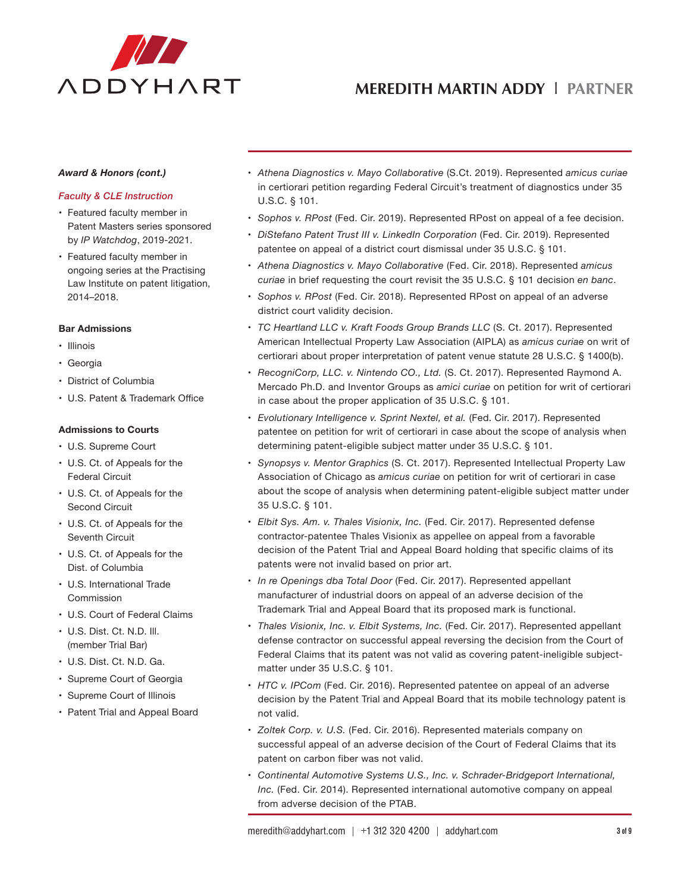*Award & Honors (cont.)*

*Faculty & CLE Instruction*

- Featured faculty member in Patent Masters series sponsored by *IP Watchdog*, 2019-2021.
- Featured faculty member in ongoing series at the Practising Law Institute on patent litigation, 2014–2018.

**Bar Admissions**

- Illinois
- Georgia
- District of Columbia
- U.S. Patent & Trademark Office

**Admissions to Courts**

- U.S. Supreme Court
- U.S. Ct. of Appeals for the Federal Circuit
- U.S. Ct. of Appeals for the Second Circuit
- U.S. Ct. of Appeals for the Seventh Circuit
- U.S. Ct. of Appeals for the Dist. of Columbia
- U.S. International Trade Commission
- U.S. Court of Federal Claims
- U.S. Dist. Ct. N.D. Ill. (member Trial Bar)
- U.S. Dist. Ct. N.D. Ga.
- Supreme Court of Georgia
- Supreme Court of Illinois
- Patent Trial and Appeal Board

---

- *Athena Diagnostics v. Mayo Collaborative* (S.Ct. 2019). Represented *amicus curiae* in certiorari petition regarding Federal Circuit's treatment of diagnostics under 35 U.S.C. § 101.
- *Sophos v. RPost* (Fed. Cir. 2019). Represented RPost on appeal of a fee decision.
- *DiStefano Patent Trust III v. LinkedIn Corporation* (Fed. Cir. 2019). Represented patentee on appeal of a district court dismissal under 35 U.S.C. § 101.
- *Athena Diagnostics v. Mayo Collaborative* (Fed. Cir. 2018). Represented *amicus curiae* in brief requesting the court revisit the 35 U.S.C. § 101 decision *en banc*.
- *Sophos v. RPost* (Fed. Cir. 2018). Represented RPost on appeal of an adverse district court validity decision.
- *TC Heartland LLC v. Kraft Foods Group Brands LLC* (S. Ct. 2017). Represented American Intellectual Property Law Association (AIPLA) as *amicus curiae* on writ of certiorari about proper interpretation of patent venue statute 28 U.S.C. § 1400(b).
- *RecogniCorp, LLC. v. Nintendo CO., Ltd.* (S. Ct. 2017). Represented Raymond A. Mercado Ph.D. and Inventor Groups as *amici curiae* on petition for writ of certiorari in case about the proper application of 35 U.S.C. § 101.
- *Evolutionary Intelligence v. Sprint Nextel, et al.* (Fed. Cir. 2017). Represented patentee on petition for writ of certiorari in case about the scope of analysis when determining patent-eligible subject matter under 35 U.S.C. § 101.
- *Synopsys v. Mentor Graphics* (S. Ct. 2017). Represented Intellectual Property Law Association of Chicago as *amicus curiae* on petition for writ of certiorari in case about the scope of analysis when determining patent-eligible subject matter under 35 U.S.C. § 101.
- *Elbit Sys. Am. v. Thales Visionix, Inc.* (Fed. Cir. 2017). Represented defense contractor-patentee Thales Visionix as appellee on appeal from a favorable decision of the Patent Trial and Appeal Board holding that specific claims of its patents were not invalid based on prior art.
- *In re Openings dba Total Door* (Fed. Cir. 2017). Represented appellant manufacturer of industrial doors on appeal of an adverse decision of the Trademark Trial and Appeal Board that its proposed mark is functional.
- *Thales Visionix, Inc. v. Elbit Systems, Inc.* (Fed. Cir. 2017). Represented appellant defense contractor on successful appeal reversing the decision from the Court of Federal Claims that its patent was not valid as covering patent-ineligible subject-matter under 35 U.S.C. § 101.
- *HTC v. IPCom* (Fed. Cir. 2016). Represented patentee on appeal of an adverse decision by the Patent Trial and Appeal Board that its mobile technology patent is not valid.
- *Zoltek Corp. v. U.S.* (Fed. Cir. 2016). Represented materials company on successful appeal of an adverse decision of the Court of Federal Claims that its patent on carbon fiber was not valid.
- *Continental Automotive Systems U.S., Inc. v. Schrader-Bridgeport International, Inc.* (Fed. Cir. 2014). Represented international automotive company on appeal from adverse decision of the PTAB.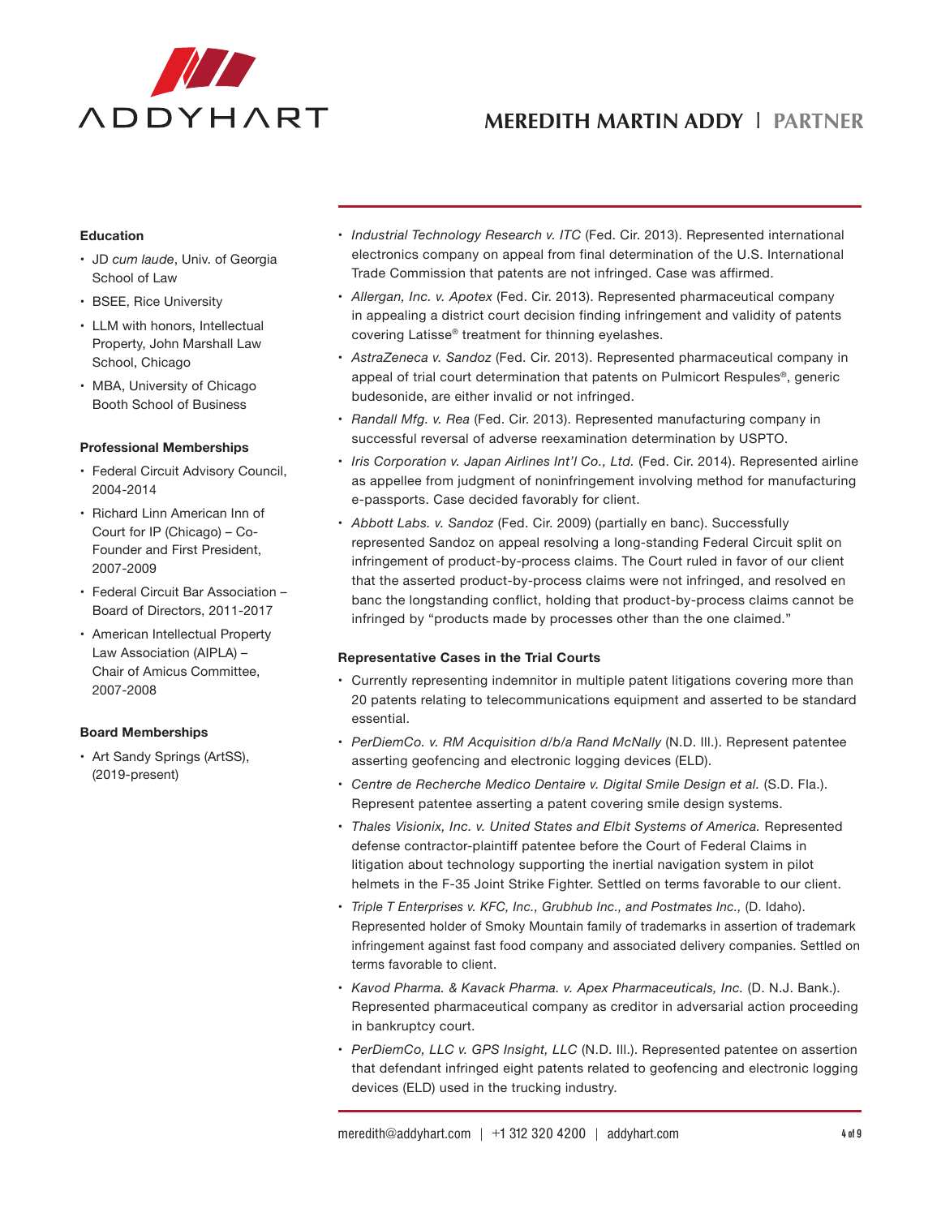### Education

- JD *cum laude*, Univ. of Georgia School of Law
- BSEE, Rice University
- LLM with honors, Intellectual Property, John Marshall Law School, Chicago
- MBA, University of Chicago Booth School of Business

### Professional Memberships

- Federal Circuit Advisory Council, 2004-2014
- Richard Linn American Inn of Court for IP (Chicago) – Co-Founder and First President, 2007-2009
- Federal Circuit Bar Association – Board of Directors, 2011-2017
- American Intellectual Property Law Association (AIPLA) – Chair of Amicus Committee, 2007-2008

### Board Memberships

- Art Sandy Springs (ArtSS), (2019-present)

- *Industrial Technology Research v. ITC* (Fed. Cir. 2013). Represented international electronics company on appeal from final determination of the U.S. International Trade Commission that patents are not infringed. Case was affirmed.
- *Allergan, Inc. v. Apotex* (Fed. Cir. 2013). Represented pharmaceutical company in appealing a district court decision finding infringement and validity of patents covering Latisse® treatment for thinning eyelashes.
- *AstraZeneca v. Sandoz* (Fed. Cir. 2013). Represented pharmaceutical company in appeal of trial court determination that patents on Pulmicort Respules®, generic budesonide, are either invalid or not infringed.
- *Randall Mfg. v. Rea* (Fed. Cir. 2013). Represented manufacturing company in successful reversal of adverse reexamination determination by USPTO.
- *Iris Corporation v. Japan Airlines Int'l Co., Ltd.* (Fed. Cir. 2014). Represented airline as appellee from judgment of noninfringement involving method for manufacturing e-passports. Case decided favorably for client.
- *Abbott Labs. v. Sandoz* (Fed. Cir. 2009) (partially en banc). Successfully represented Sandoz on appeal resolving a long-standing Federal Circuit split on infringement of product-by-process claims. The Court ruled in favor of our client that the asserted product-by-process claims were not infringed, and resolved en banc the longstanding conflict, holding that product-by-process claims cannot be infringed by "products made by processes other than the one claimed."

### Representative Cases in the Trial Courts

- Currently representing indemnitor in multiple patent litigations covering more than 20 patents relating to telecommunications equipment and asserted to be standard essential.
- *PerDiemCo. v. RM Acquisition d/b/a Rand McNally* (N.D. Ill.). Represent patentee asserting geofencing and electronic logging devices (ELD).
- *Centre de Recherche Medico Dentaire v. Digital Smile Design et al.* (S.D. Fla.). Represent patentee asserting a patent covering smile design systems.
- *Thales Visionix, Inc. v. United States and Elbit Systems of America.* Represented defense contractor-plaintiff patentee before the Court of Federal Claims in litigation about technology supporting the inertial navigation system in pilot helmets in the F-35 Joint Strike Fighter. Settled on terms favorable to our client.
- *Triple T Enterprises v. KFC, Inc., Grubhub Inc., and Postmates Inc.,* (D. Idaho). Represented holder of Smoky Mountain family of trademarks in assertion of trademark infringement against fast food company and associated delivery companies. Settled on terms favorable to client.
- *Kavod Pharma. & Kavack Pharma. v. Apex Pharmaceuticals, Inc.* (D. N.J. Bank.). Represented pharmaceutical company as creditor in adversarial action proceeding in bankruptcy court.
- *PerDiemCo, LLC v. GPS Insight, LLC* (N.D. Ill.). Represented patentee on assertion that defendant infringed eight patents related to geofencing and electronic logging devices (ELD) used in the trucking industry.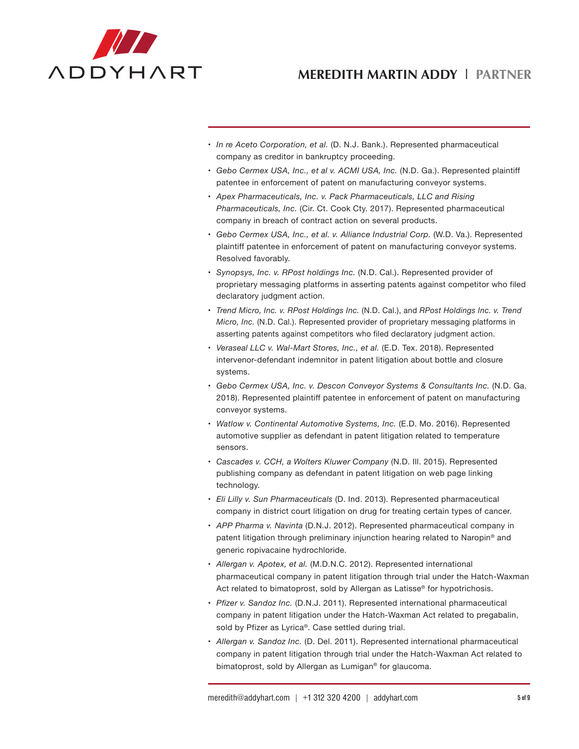- *In re Aceto Corporation, et al.* (D. N.J. Bank.). Represented pharmaceutical company as creditor in bankruptcy proceeding.
- *Gebo Cermex USA, Inc., et al v. ACMI USA, Inc.* (N.D. Ga.). Represented plaintiff patentee in enforcement of patent on manufacturing conveyor systems.
- *Apex Pharmaceuticals, Inc. v. Pack Pharmaceuticals, LLC and Rising Pharmaceuticals, Inc.* (Cir. Ct. Cook Cty. 2017). Represented pharmaceutical company in breach of contract action on several products.
- *Gebo Cermex USA, Inc., et al. v. Alliance Industrial Corp.* (W.D. Va.). Represented plaintiff patentee in enforcement of patent on manufacturing conveyor systems. Resolved favorably.
- *Synopsys, Inc. v. RPost holdings Inc.* (N.D. Cal.). Represented provider of proprietary messaging platforms in asserting patents against competitor who filed declaratory judgment action.
- *Trend Micro, Inc. v. RPost Holdings Inc.* (N.D. Cal.), and *RPost Holdings Inc. v. Trend Micro, Inc.* (N.D. Cal.). Represented provider of proprietary messaging platforms in asserting patents against competitors who filed declaratory judgment action.
- *Veraseal LLC v. Wal-Mart Stores, Inc., et al.* (E.D. Tex. 2018). Represented intervenor-defendant indemnitor in patent litigation about bottle and closure systems.
- *Gebo Cermex USA, Inc. v. Descon Conveyor Systems & Consultants Inc.* (N.D. Ga. 2018). Represented plaintiff patentee in enforcement of patent on manufacturing conveyor systems.
- *Watlow v. Continental Automotive Systems, Inc.* (E.D. Mo. 2016). Represented automotive supplier as defendant in patent litigation related to temperature sensors.
- *Cascades v. CCH, a Wolters Kluwer Company* (N.D. Ill. 2015). Represented publishing company as defendant in patent litigation on web page linking technology.
- *Eli Lilly v. Sun Pharmaceuticals* (D. Ind. 2013). Represented pharmaceutical company in district court litigation on drug for treating certain types of cancer.
- *APP Pharma v. Navinta* (D.N.J. 2012). Represented pharmaceutical company in patent litigation through preliminary injunction hearing related to Naropin® and generic ropivacaine hydrochloride.
- *Allergan v. Apotex, et al.* (M.D.N.C. 2012). Represented international pharmaceutical company in patent litigation through trial under the Hatch-Waxman Act related to bimatoprost, sold by Allergan as Latisse® for hypotrichosis.
- *Pfizer v. Sandoz Inc.* (D.N.J. 2011). Represented international pharmaceutical company in patent litigation under the Hatch-Waxman Act related to pregabalin, sold by Pfizer as Lyrica®. Case settled during trial.
- *Allergan v. Sandoz Inc.* (D. Del. 2011). Represented international pharmaceutical company in patent litigation through trial under the Hatch-Waxman Act related to bimatoprost, sold by Allergan as Lumigan® for glaucoma.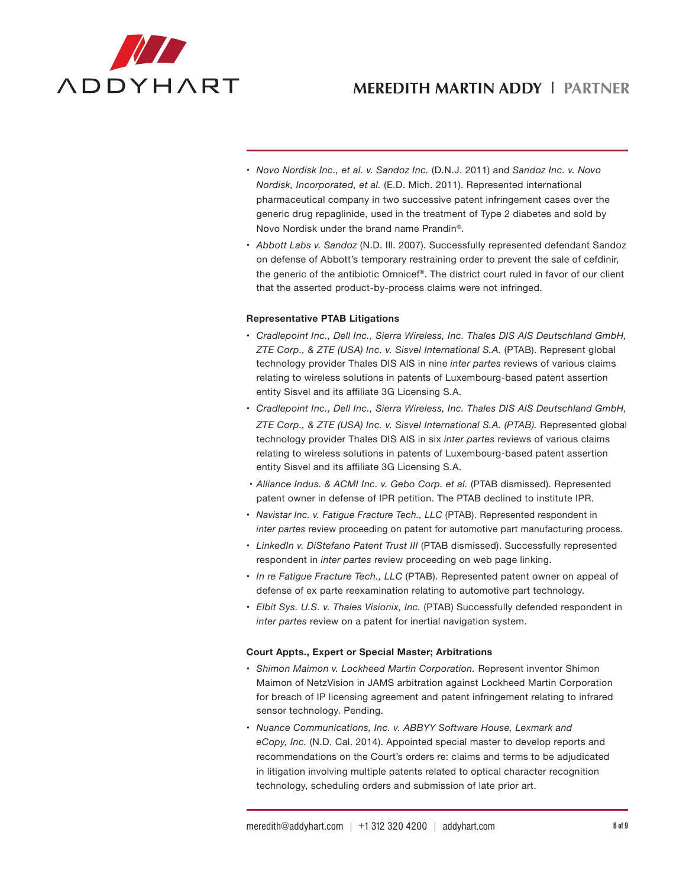- *Novo Nordisk Inc., et al. v. Sandoz Inc.* (D.N.J. 2011) and *Sandoz Inc. v. Novo Nordisk, Incorporated, et al.* (E.D. Mich. 2011). Represented international pharmaceutical company in two successive patent infringement cases over the generic drug repaglinide, used in the treatment of Type 2 diabetes and sold by Novo Nordisk under the brand name Prandin®.
- *Abbott Labs v. Sandoz* (N.D. Ill. 2007). Successfully represented defendant Sandoz on defense of Abbott's temporary restraining order to prevent the sale of cefdinir, the generic of the antibiotic Omnicef®. The district court ruled in favor of our client that the asserted product-by-process claims were not infringed.

**Representative PTAB Litigations**

- *Cradlepoint Inc., Dell Inc., Sierra Wireless, Inc. Thales DIS AIS Deutschland GmbH, ZTE Corp., & ZTE (USA) Inc. v. Sisvel International S.A.* (PTAB). Represent global technology provider Thales DIS AIS in nine *inter partes* reviews of various claims relating to wireless solutions in patents of Luxembourg-based patent assertion entity Sisvel and its affiliate 3G Licensing S.A.
- *Cradlepoint Inc., Dell Inc., Sierra Wireless, Inc. Thales DIS AIS Deutschland GmbH, ZTE Corp., & ZTE (USA) Inc. v. Sisvel International S.A. (PTAB).* Represented global technology provider Thales DIS AIS in six *inter partes* reviews of various claims relating to wireless solutions in patents of Luxembourg-based patent assertion entity Sisvel and its affiliate 3G Licensing S.A.
- *Alliance Indus. & ACMI Inc. v. Gebo Corp. et al.* (PTAB dismissed). Represented patent owner in defense of IPR petition. The PTAB declined to institute IPR.
- *Navistar Inc. v. Fatigue Fracture Tech., LLC* (PTAB). Represented respondent in *inter partes* review proceeding on patent for automotive part manufacturing process.
- *LinkedIn v. DiStefano Patent Trust III* (PTAB dismissed). Successfully represented respondent in *inter partes* review proceeding on web page linking.
- *In re Fatigue Fracture Tech., LLC* (PTAB). Represented patent owner on appeal of defense of ex parte reexamination relating to automotive part technology.
- *Elbit Sys. U.S. v. Thales Visionix, Inc.* (PTAB) Successfully defended respondent in *inter partes* review on a patent for inertial navigation system.

**Court Appts., Expert or Special Master; Arbitrations**

- *Shimon Maimon v. Lockheed Martin Corporation.* Represent inventor Shimon Maimon of NetzVision in JAMS arbitration against Lockheed Martin Corporation for breach of IP licensing agreement and patent infringement relating to infrared sensor technology. Pending.
- *Nuance Communications, Inc. v. ABBYY Software House, Lexmark and eCopy, Inc.* (N.D. Cal. 2014). Appointed special master to develop reports and recommendations on the Court's orders re: claims and terms to be adjudicated in litigation involving multiple patents related to optical character recognition technology, scheduling orders and submission of late prior art.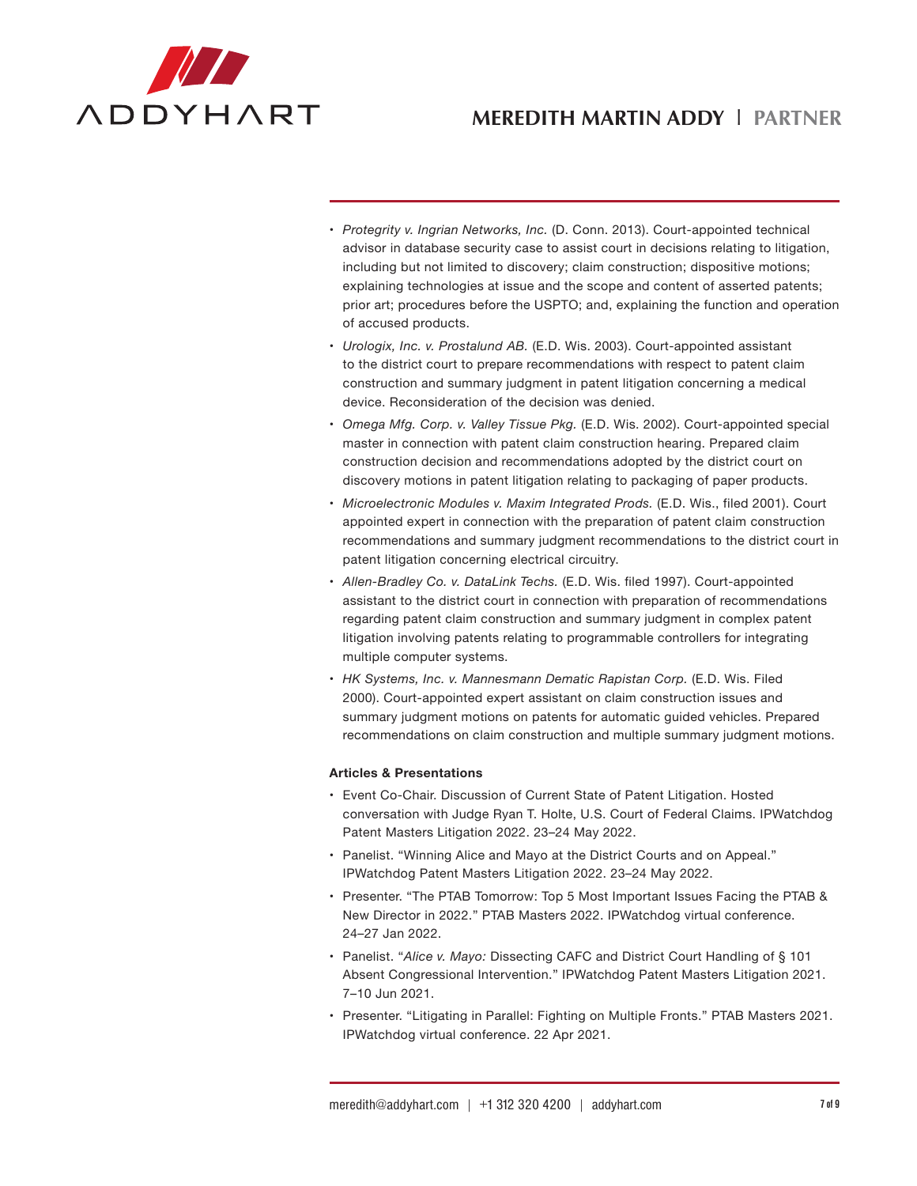- *Protegrity v. Ingrian Networks, Inc.* (D. Conn. 2013). Court-appointed technical advisor in database security case to assist court in decisions relating to litigation, including but not limited to discovery; claim construction; dispositive motions; explaining technologies at issue and the scope and content of asserted patents; prior art; procedures before the USPTO; and, explaining the function and operation of accused products.
- *Urologix, Inc. v. Prostalund AB.* (E.D. Wis. 2003). Court-appointed assistant to the district court to prepare recommendations with respect to patent claim construction and summary judgment in patent litigation concerning a medical device. Reconsideration of the decision was denied.
- *Omega Mfg. Corp. v. Valley Tissue Pkg.* (E.D. Wis. 2002). Court-appointed special master in connection with patent claim construction hearing. Prepared claim construction decision and recommendations adopted by the district court on discovery motions in patent litigation relating to packaging of paper products.
- *Microelectronic Modules v. Maxim Integrated Prods.* (E.D. Wis., filed 2001). Court appointed expert in connection with the preparation of patent claim construction recommendations and summary judgment recommendations to the district court in patent litigation concerning electrical circuitry.
- *Allen-Bradley Co. v. DataLink Techs.* (E.D. Wis. filed 1997). Court-appointed assistant to the district court in connection with preparation of recommendations regarding patent claim construction and summary judgment in complex patent litigation involving patents relating to programmable controllers for integrating multiple computer systems.
- *HK Systems, Inc. v. Mannesmann Dematic Rapistan Corp.* (E.D. Wis. Filed 2000). Court-appointed expert assistant on claim construction issues and summary judgment motions on patents for automatic guided vehicles. Prepared recommendations on claim construction and multiple summary judgment motions.

**Articles & Presentations**

- Event Co-Chair. Discussion of Current State of Patent Litigation. Hosted conversation with Judge Ryan T. Holte, U.S. Court of Federal Claims. IPWatchdog Patent Masters Litigation 2022. 23–24 May 2022.
- Panelist. "Winning Alice and Mayo at the District Courts and on Appeal." IPWatchdog Patent Masters Litigation 2022. 23–24 May 2022.
- Presenter. "The PTAB Tomorrow: Top 5 Most Important Issues Facing the PTAB & New Director in 2022." PTAB Masters 2022. IPWatchdog virtual conference. 24–27 Jan 2022.
- Panelist. "*Alice v. Mayo:* Dissecting CAFC and District Court Handling of § 101 Absent Congressional Intervention." IPWatchdog Patent Masters Litigation 2021. 7–10 Jun 2021.
- Presenter. "Litigating in Parallel: Fighting on Multiple Fronts." PTAB Masters 2021. IPWatchdog virtual conference. 22 Apr 2021.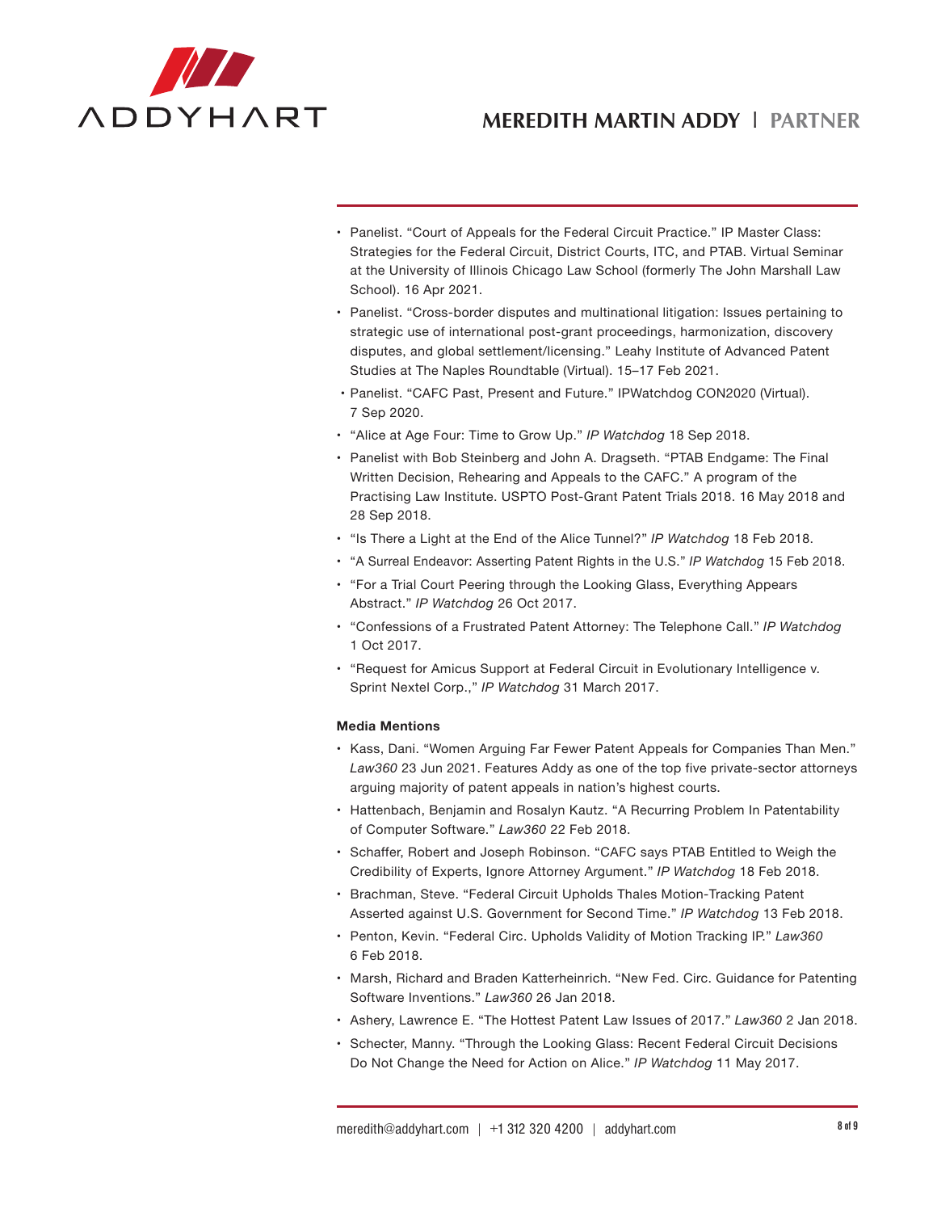- Panelist. "Court of Appeals for the Federal Circuit Practice." IP Master Class: Strategies for the Federal Circuit, District Courts, ITC, and PTAB. Virtual Seminar at the University of Illinois Chicago Law School (formerly The John Marshall Law School). 16 Apr 2021.
- Panelist. "Cross-border disputes and multinational litigation: Issues pertaining to strategic use of international post-grant proceedings, harmonization, discovery disputes, and global settlement/licensing." Leahy Institute of Advanced Patent Studies at The Naples Roundtable (Virtual). 15–17 Feb 2021.
- Panelist. "CAFC Past, Present and Future." IPWatchdog CON2020 (Virtual). 7 Sep 2020.
- "Alice at Age Four: Time to Grow Up." *IP Watchdog* 18 Sep 2018.
- Panelist with Bob Steinberg and John A. Dragseth. "PTAB Endgame: The Final Written Decision, Rehearing and Appeals to the CAFC." A program of the Practising Law Institute. USPTO Post-Grant Patent Trials 2018. 16 May 2018 and 28 Sep 2018.
- "Is There a Light at the End of the Alice Tunnel?" *IP Watchdog* 18 Feb 2018.
- "A Surreal Endeavor: Asserting Patent Rights in the U.S." *IP Watchdog* 15 Feb 2018.
- "For a Trial Court Peering through the Looking Glass, Everything Appears Abstract." *IP Watchdog* 26 Oct 2017.
- "Confessions of a Frustrated Patent Attorney: The Telephone Call." *IP Watchdog* 1 Oct 2017.
- "Request for Amicus Support at Federal Circuit in Evolutionary Intelligence v. Sprint Nextel Corp.," *IP Watchdog* 31 March 2017.

**Media Mentions**

- Kass, Dani. "Women Arguing Far Fewer Patent Appeals for Companies Than Men." *Law360* 23 Jun 2021. Features Addy as one of the top five private-sector attorneys arguing majority of patent appeals in nation's highest courts.
- Hattenbach, Benjamin and Rosalyn Kautz. "A Recurring Problem In Patentability of Computer Software." *Law360* 22 Feb 2018.
- Schaffer, Robert and Joseph Robinson. "CAFC says PTAB Entitled to Weigh the Credibility of Experts, Ignore Attorney Argument." *IP Watchdog* 18 Feb 2018.
- Brachman, Steve. "Federal Circuit Upholds Thales Motion-Tracking Patent Asserted against U.S. Government for Second Time." *IP Watchdog* 13 Feb 2018.
- Penton, Kevin. "Federal Circ. Upholds Validity of Motion Tracking IP." *Law360* 6 Feb 2018.
- Marsh, Richard and Braden Katterheinrich. "New Fed. Circ. Guidance for Patenting Software Inventions." *Law360* 26 Jan 2018.
- Ashery, Lawrence E. "The Hottest Patent Law Issues of 2017." *Law360* 2 Jan 2018.
- Schecter, Manny. "Through the Looking Glass: Recent Federal Circuit Decisions Do Not Change the Need for Action on Alice." *IP Watchdog* 11 May 2017.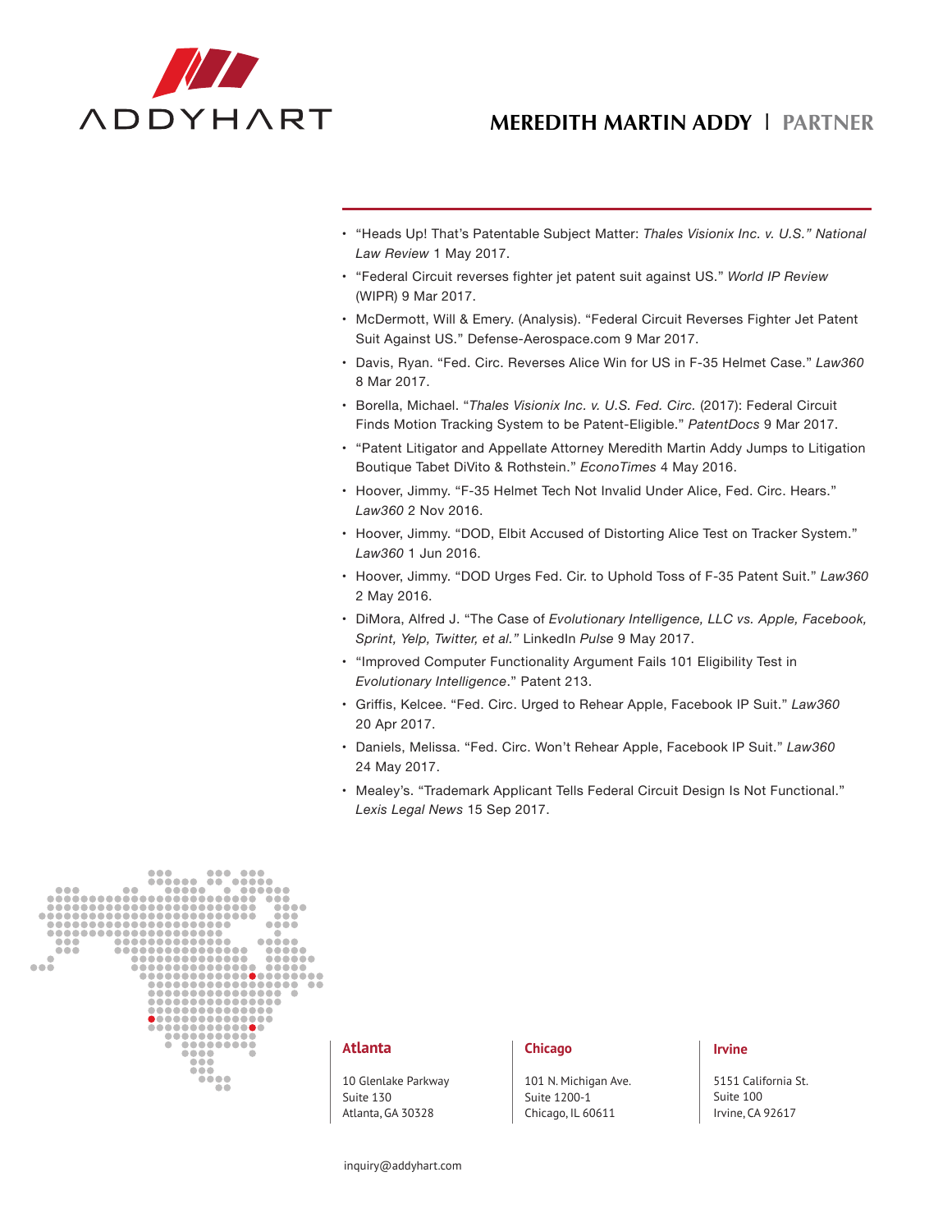- "Heads Up! That's Patentable Subject Matter: *Thales Visionix Inc. v. U.S." National Law Review* 1 May 2017.
- "Federal Circuit reverses fighter jet patent suit against US." *World IP Review* (WIPR) 9 Mar 2017.
- McDermott, Will & Emery. (Analysis). "Federal Circuit Reverses Fighter Jet Patent Suit Against US." Defense-Aerospace.com 9 Mar 2017.
- Davis, Ryan. "Fed. Circ. Reverses Alice Win for US in F-35 Helmet Case." *Law360* 8 Mar 2017.
- Borella, Michael. "*Thales Visionix Inc. v. U.S. Fed. Circ.* (2017): Federal Circuit Finds Motion Tracking System to be Patent-Eligible." *PatentDocs* 9 Mar 2017.
- "Patent Litigator and Appellate Attorney Meredith Martin Addy Jumps to Litigation Boutique Tabet DiVito & Rothstein." *EconoTimes* 4 May 2016.
- Hoover, Jimmy. "F-35 Helmet Tech Not Invalid Under Alice, Fed. Circ. Hears." *Law360* 2 Nov 2016.
- Hoover, Jimmy. "DOD, Elbit Accused of Distorting Alice Test on Tracker System." *Law360* 1 Jun 2016.
- Hoover, Jimmy. "DOD Urges Fed. Cir. to Uphold Toss of F-35 Patent Suit." *Law360* 2 May 2016.
- DiMora, Alfred J. "The Case of *Evolutionary Intelligence, LLC vs. Apple, Facebook, Sprint, Yelp, Twitter, et al."* LinkedIn *Pulse* 9 May 2017.
- "Improved Computer Functionality Argument Fails 101 Eligibility Test in *Evolutionary Intelligence*." Patent 213.
- Griffis, Kelcee. "Fed. Circ. Urged to Rehear Apple, Facebook IP Suit." *Law360* 20 Apr 2017.
- Daniels, Melissa. "Fed. Circ. Won't Rehear Apple, Facebook IP Suit." *Law360* 24 May 2017.
- Mealey's. "Trademark Applicant Tells Federal Circuit Design Is Not Functional." *Lexis Legal News* 15 Sep 2017.

**Atlanta**

10 Glenlake Parkway
Suite 130
Atlanta, GA 30328

**Chicago**

101 N. Michigan Ave.
Suite 1200-1
Chicago, IL 60611

**Irvine**

5151 California St.
Suite 100
Irvine, CA 92617

inquiry@addyhart.com